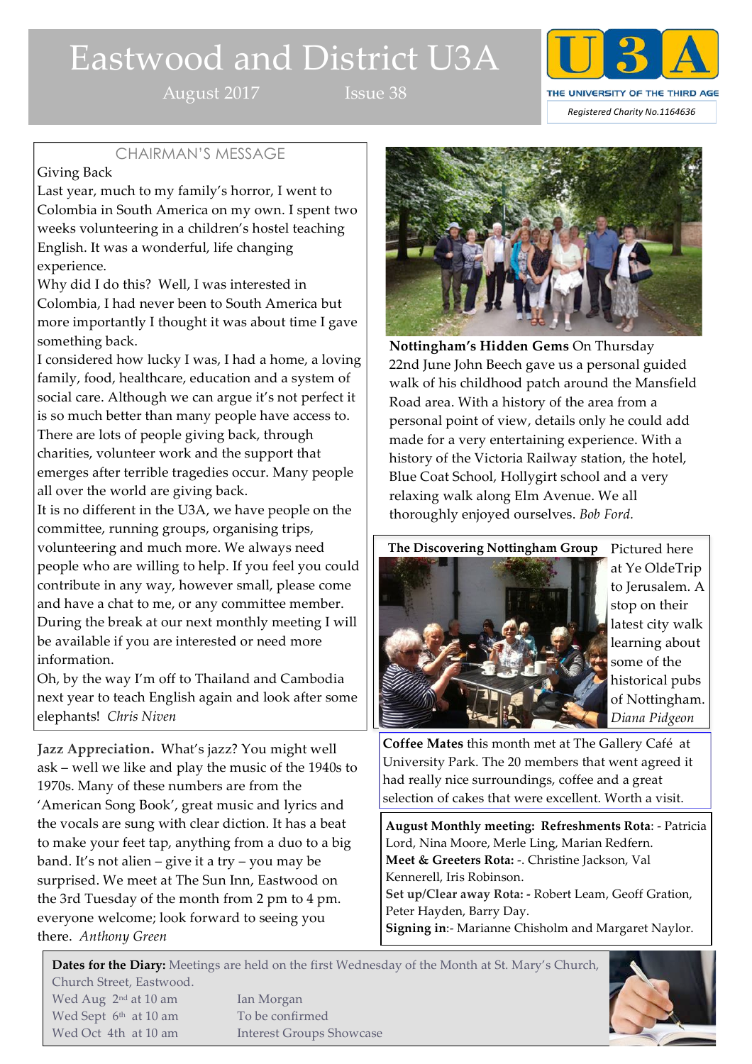# Eastwood and District U3A

August 2017 Issue 38

THE UNIVERSITY OF THE THIRD AGE

*Registered Charity No.1164636*

## CHAIRMAN'S MESSAGE

Giving Back

Last year, much to my family's horror, I went to Colombia in South America on my own. I spent two weeks volunteering in a children's hostel teaching English. It was a wonderful, life changing experience.

Why did I do this? Well, I was interested in Colombia, I had never been to South America but more importantly I thought it was about time I gave something back.

I considered how lucky I was, I had a home, a loving family, food, healthcare, education and a system of social care. Although we can argue it's not perfect it is so much better than many people have access to.

There are lots of people giving back, through charities, volunteer work and the support that emerges after terrible tragedies occur. Many people all over the world are giving back.

It is no different in the U3A, we have people on the committee, running groups, organising trips, volunteering and much more. We always need people who are willing to help. If you feel you could contribute in any way, however small, please come and have a chat to me, or any committee member. During the break at our next monthly meeting I will be available if you are interested or need more information.

Oh, by the way I'm off to Thailand and Cambodia next year to teach English again and look after some elephants! *Chris Niven*

**Jazz Appreciation.** What's jazz? You might well ask – well we like and play the music of the 1940s to 1970s. Many of these numbers are from the 'American Song Book', great music and lyrics and the vocals are sung with clear diction. It has a beat to make your feet tap, anything from a duo to a big band. It's not alien – give it a try – you may be surprised. We meet at The Sun Inn, Eastwood on the 3rd Tuesday of the month from 2 pm to 4 pm. everyone welcome; look forward to seeing you there. *Anthony Green*

**Nottingham's Hidden Gems** On Thursday 22nd June John Beech gave us a personal guided walk of his childhood patch around the Mansfield Road area. With a history of the area from a personal point of view, details only he could add made for a very entertaining experience. With a history of the Victoria Railway station, the hotel, Blue Coat School, Hollygirt school and a very relaxing walk along Elm Avenue. We all thoroughly enjoyed ourselves. *Bob Ford.*

**The Discovering Nottingham Group** Pictured here at Ye OldeTrip to Jerusalem. A stop on their latest city walk learning about some of the historical pubs of Nottingham. *Diana Pidgeon*

**Coffee Mates** this month met at The Gallery Café at University Park. The 20 members that went agreed it had really nice surroundings, coffee and a great selection of cakes that were excellent. Worth a visit.

**August Monthly meeting: Refreshments Rota**: - Patricia Lord, Nina Moore, Merle Ling, Marian Redfern.
**Meet & Greeters Rota:** -. Christine Jackson, Val Kennerell, Iris Robinson.
**Set up/Clear away Rota: -** Robert Leam, Geoff Gration, Peter Hayden, Barry Day.
**Signing in**:- Marianne Chisholm and Margaret Naylor.

**Dates for the Diary:** Meetings are held on the first Wednesday of the Month at St. Mary's Church, Church Street, Eastwood.

| | |
|---|---|
| Wed Aug 2nd at 10 am | Ian Morgan |
| Wed Sept 6th at 10 am | To be confirmed |
| Wed Oct 4th at 10 am | Interest Groups Showcase |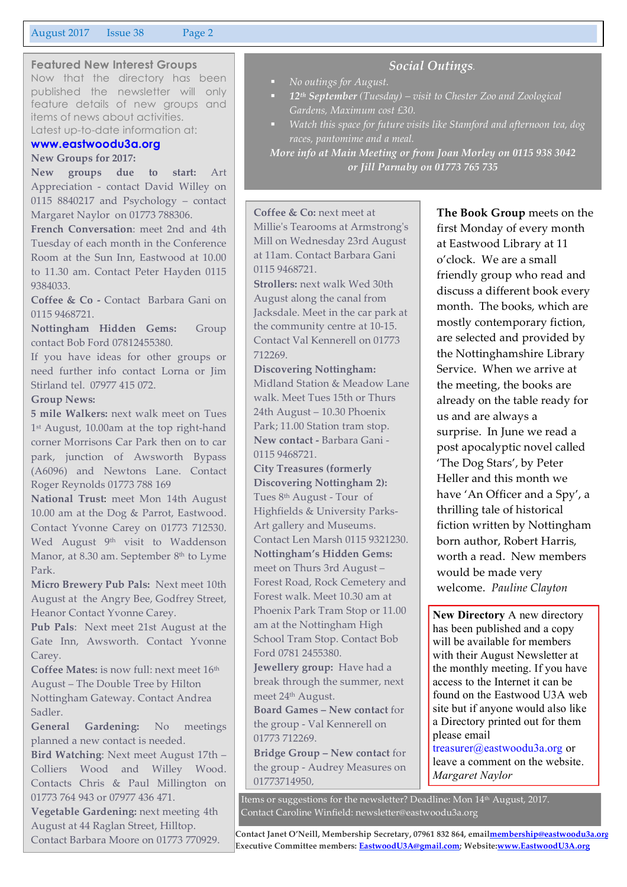## Featured New Interest Groups

Now that the directory has been published the newsletter will only feature details of new groups and items of news about activities.

Latest up-to-date information at:

**www.eastwoodu3a.org**

**New Groups for 2017:**

**New groups due to start:** Art Appreciation - contact David Willey on 0115 8840217 and Psychology – contact Margaret Naylor on 01773 788306.

**French Conversation**: meet 2nd and 4th Tuesday of each month in the Conference Room at the Sun Inn, Eastwood at 10.00 to 11.30 am. Contact Peter Hayden 0115 9384033.

**Coffee & Co -** Contact Barbara Gani on 0115 9468721.

**Nottingham Hidden Gems:** Group contact Bob Ford 07812455380.

If you have ideas for other groups or need further info contact Lorna or Jim Stirland tel. 07977 415 072.

**Group News:**

**5 mile Walkers:** next walk meet on Tues 1st August, 10.00am at the top right-hand corner Morrisons Car Park then on to car park, junction of Awsworth Bypass (A6096) and Newtons Lane. Contact Roger Reynolds 01773 788 169

**National Trust**: meet Mon 14th August 10.00 am at the Dog & Parrot, Eastwood. Contact Yvonne Carey on 01773 712530. Wed August 9th visit to Waddenson Manor, at 8.30 am. September 8th to Lyme Park.

**Micro Brewery Pub Pals:** Next meet 10th August at the Angry Bee, Godfrey Street, Heanor Contact Yvonne Carey.

**Pub Pals**: Next meet 21st August at the Gate Inn, Awsworth. Contact Yvonne Carey.

**Coffee Mates:** is now full: next meet 16th August – The Double Tree by Hilton Nottingham Gateway. Contact Andrea Sadler.

**General Gardening:** No meetings planned a new contact is needed.

**Bird Watching**: Next meet August 17th – Colliers Wood and Willey Wood. Contacts Chris & Paul Millington on 01773 764 943 or 07977 436 471.

**Vegetable Gardening:** next meeting 4th August at 44 Raglan Street, Hilltop. Contact Barbara Moore on 01773 770929.

## *Social Outings*.

- *No outings for August.*
- ***12th September** (Tuesday) – visit to Chester Zoo and Zoological Gardens, Maximum cost £30.*
- *Watch this space for future visits like Stamford and afternoon tea, dog races, pantomime and a meal.*

***More info at Main Meeting or from Joan Morley on 0115 938 3042 or Jill Parnaby on 01773 765 735***

**Coffee & Co:** next meet at Millie's Tearooms at Armstrong's Mill on Wednesday 23rd August at 11am. Contact Barbara Gani 0115 9468721.

**Strollers:** next walk Wed 30th August along the canal from Jacksdale. Meet in the car park at the community centre at 10-15. Contact Val Kennerell on 01773 712269.

**Discovering Nottingham:** Midland Station & Meadow Lane walk. Meet Tues 15th or Thurs 24th August – 10.30 Phoenix Park; 11.00 Station tram stop.

**New contact -** Barbara Gani - 0115 9468721.

**City Treasures (formerly Discovering Nottingham 2):** Tues 8th August - Tour of Highfields & University Parks- Art gallery and Museums. Contact Len Marsh 0115 9321230.

**Nottingham's Hidden Gems:** meet on Thurs 3rd August – Forest Road, Rock Cemetery and Forest walk. Meet 10.30 am at Phoenix Park Tram Stop or 11.00 am at the Nottingham High School Tram Stop. Contact Bob Ford 0781 2455380.

**Jewellery group:** Have had a break through the summer, next meet 24th August.

**Board Games – New contact** for the group - Val Kennerell on 01773 712269.

**Bridge Group – New contact** for the group - Audrey Measures on 01773714950.

**The Book Group** meets on the first Monday of every month at Eastwood Library at 11 o'clock. We are a small friendly group who read and discuss a different book every month. The books, which are mostly contemporary fiction, are selected and provided by the Nottinghamshire Library Service. When we arrive at the meeting, the books are already on the table ready for us and are always a surprise. In June we read a post apocalyptic novel called 'The Dog Stars', by Peter Heller and this month we have 'An Officer and a Spy', a thrilling tale of historical fiction written by Nottingham born author, Robert Harris, worth a read. New members would be made very welcome. *Pauline Clayton*

**New Directory** A new directory has been published and a copy will be available for members with their August Newsletter at the monthly meeting. If you have access to the Internet it can be found on the Eastwood U3A web site but if anyone would also like a Directory printed out for them please email treasurer@eastwoodu3a.org or leave a comment on the website. *Margaret Naylor*

Items or suggestions for the newsletter? Deadline: Mon 14th August, 2017. Contact Caroline Winfield: newsletter@eastwoodu3a.org

**Contact Janet O'Neill, Membership Secretary, 07961 832 864, email membership@eastwoodu3a.org**
**Executive Committee members: EastwoodU3A@gmail.com; Website: www.EastwoodU3A.org**